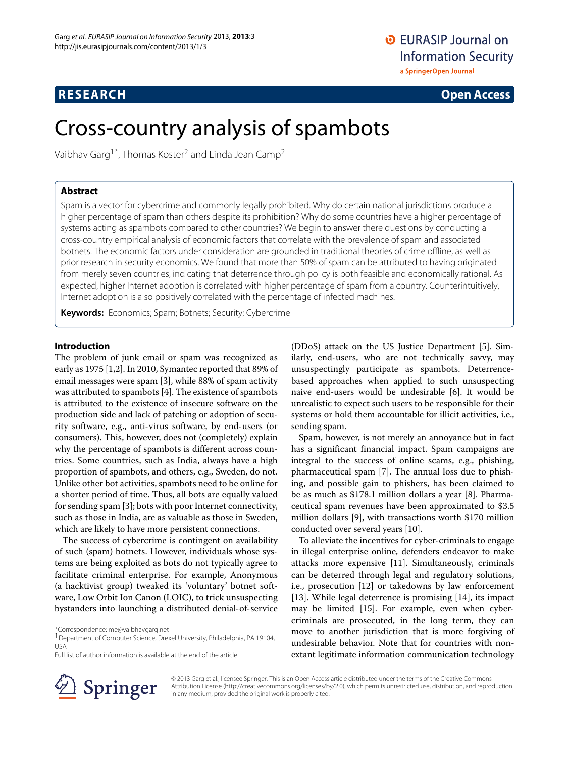# Cross-country analysis of spambots

Vaibhav Garg[1*], Thomas Koster[2] and Linda Jean Camp[2]

## Abstract

Spam is a vector for cybercrime and commonly legally prohibited. Why do certain national jurisdictions produce a higher percentage of spam than others despite its prohibition? Why do some countries have a higher percentage of systems acting as spambots compared to other countries? We begin to answer there questions by conducting a cross-country empirical analysis of economic factors that correlate with the prevalence of spam and associated botnets. The economic factors under consideration are grounded in traditional theories of crime offline, as well as prior research in security economics. We found that more than 50% of spam can be attributed to having originated from merely seven countries, indicating that deterrence through policy is both feasible and economically rational. As expected, higher Internet adoption is correlated with higher percentage of spam from a country. Counterintuitively, Internet adoption is also positively correlated with the percentage of infected machines.

**Keywords:** Economics; Spam; Botnets; Security; Cybercrime

## Introduction

The problem of junk email or spam was recognized as early as 1975 [1,2]. In 2010, Symantec reported that 89% of email messages were spam [3], while 88% of spam activity was attributed to spambots [4]. The existence of spambots is attributed to the existence of insecure software on the production side and lack of patching or adoption of security software, e.g., anti-virus software, by end-users (or consumers). This, however, does not (completely) explain why the percentage of spambots is different across countries. Some countries, such as India, always have a high proportion of spambots, and others, e.g., Sweden, do not. Unlike other bot activities, spambots need to be online for a shorter period of time. Thus, all bots are equally valued for sending spam [3]; bots with poor Internet connectivity, such as those in India, are as valuable as those in Sweden, which are likely to have more persistent connections.

The success of cybercrime is contingent on availability of such (spam) botnets. However, individuals whose systems are being exploited as bots do not typically agree to facilitate criminal enterprise. For example, Anonymous (a hacktivist group) tweaked its 'voluntary' botnet software, Low Orbit Ion Canon (LOIC), to trick unsuspecting bystanders into launching a distributed denial-of-service (DDoS) attack on the US Justice Department [5]. Similarly, end-users, who are not technically savvy, may unsuspectingly participate as spambots. Deterrence-based approaches when applied to such unsuspecting naive end-users would be undesirable [6]. It would be unrealistic to expect such users to be responsible for their systems or hold them accountable for illicit activities, i.e., sending spam.

Spam, however, is not merely an annoyance but in fact has a significant financial impact. Spam campaigns are integral to the success of online scams, e.g., phishing, pharmaceutical spam [7]. The annual loss due to phishing, and possible gain to phishers, has been claimed to be as much as $178.1 million dollars a year [8]. Pharmaceutical spam revenues have been approximated to $3.5 million dollars [9], with transactions worth $170 million conducted over several years [10].

To alleviate the incentives for cyber-criminals to engage in illegal enterprise online, defenders endeavor to make attacks more expensive [11]. Simultaneously, criminals can be deterred through legal and regulatory solutions, i.e., prosecution [12] or takedowns by law enforcement [13]. While legal deterrence is promising [14], its impact may be limited [15]. For example, even when cyber-criminals are prosecuted, in the long term, they can move to another jurisdiction that is more forgiving of undesirable behavior. Note that for countries with non-extant legitimate information communication technology

*Correspondence: me@vaibhavgarg.net
[1]Department of Computer Science, Drexel University, Philadelphia, PA 19104, USA
Full list of author information is available at the end of the article

© 2013 Garg et al.; licensee Springer. This is an Open Access article distributed under the terms of the Creative Commons Attribution License (http://creativecommons.org/licenses/by/2.0), which permits unrestricted use, distribution, and reproduction in any medium, provided the original work is properly cited.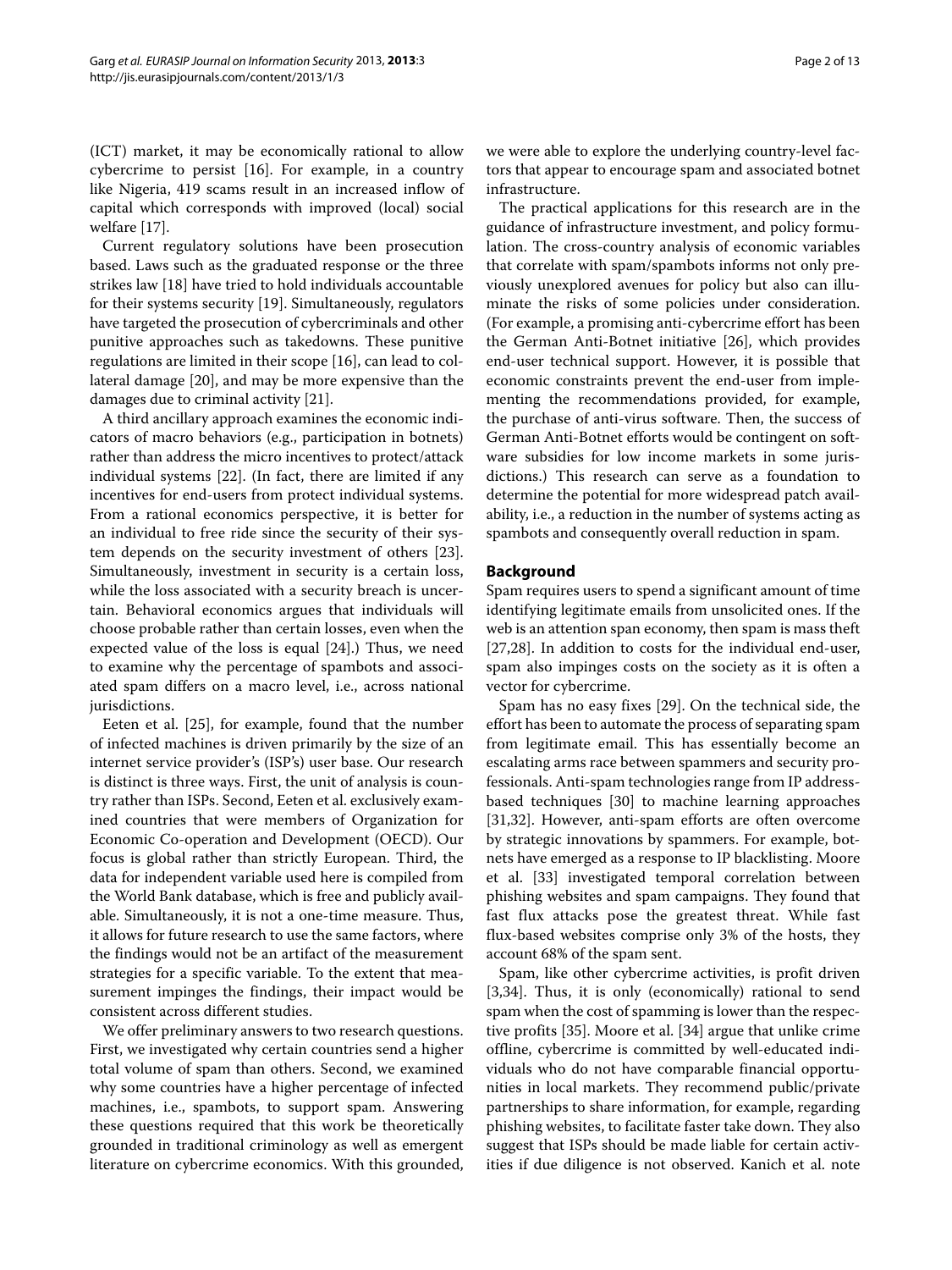(ICT) market, it may be economically rational to allow cybercrime to persist [16]. For example, in a country like Nigeria, 419 scams result in an increased inflow of capital which corresponds with improved (local) social welfare [17].

Current regulatory solutions have been prosecution based. Laws such as the graduated response or the three strikes law [18] have tried to hold individuals accountable for their systems security [19]. Simultaneously, regulators have targeted the prosecution of cybercriminals and other punitive approaches such as takedowns. These punitive regulations are limited in their scope [16], can lead to collateral damage [20], and may be more expensive than the damages due to criminal activity [21].

A third ancillary approach examines the economic indicators of macro behaviors (e.g., participation in botnets) rather than address the micro incentives to protect/attack individual systems [22]. (In fact, there are limited if any incentives for end-users from protect individual systems. From a rational economics perspective, it is better for an individual to free ride since the security of their system depends on the security investment of others [23]. Simultaneously, investment in security is a certain loss, while the loss associated with a security breach is uncertain. Behavioral economics argues that individuals will choose probable rather than certain losses, even when the expected value of the loss is equal [24].) Thus, we need to examine why the percentage of spambots and associated spam differs on a macro level, i.e., across national jurisdictions.

Eeten et al. [25], for example, found that the number of infected machines is driven primarily by the size of an internet service provider's (ISP's) user base. Our research is distinct is three ways. First, the unit of analysis is country rather than ISPs. Second, Eeten et al. exclusively examined countries that were members of Organization for Economic Co-operation and Development (OECD). Our focus is global rather than strictly European. Third, the data for independent variable used here is compiled from the World Bank database, which is free and publicly available. Simultaneously, it is not a one-time measure. Thus, it allows for future research to use the same factors, where the findings would not be an artifact of the measurement strategies for a specific variable. To the extent that measurement impinges the findings, their impact would be consistent across different studies.

We offer preliminary answers to two research questions. First, we investigated why certain countries send a higher total volume of spam than others. Second, we examined why some countries have a higher percentage of infected machines, i.e., spambots, to support spam. Answering these questions required that this work be theoretically grounded in traditional criminology as well as emergent literature on cybercrime economics. With this grounded, we were able to explore the underlying country-level factors that appear to encourage spam and associated botnet infrastructure.

The practical applications for this research are in the guidance of infrastructure investment, and policy formulation. The cross-country analysis of economic variables that correlate with spam/spambots informs not only previously unexplored avenues for policy but also can illuminate the risks of some policies under consideration. (For example, a promising anti-cybercrime effort has been the German Anti-Botnet initiative [26], which provides end-user technical support. However, it is possible that economic constraints prevent the end-user from implementing the recommendations provided, for example, the purchase of anti-virus software. Then, the success of German Anti-Botnet efforts would be contingent on software subsidies for low income markets in some jurisdictions.) This research can serve as a foundation to determine the potential for more widespread patch availability, i.e., a reduction in the number of systems acting as spambots and consequently overall reduction in spam.

## Background

Spam requires users to spend a significant amount of time identifying legitimate emails from unsolicited ones. If the web is an attention span economy, then spam is mass theft [27,28]. In addition to costs for the individual end-user, spam also impinges costs on the society as it is often a vector for cybercrime.

Spam has no easy fixes [29]. On the technical side, the effort has been to automate the process of separating spam from legitimate email. This has essentially become an escalating arms race between spammers and security professionals. Anti-spam technologies range from IP address-based techniques [30] to machine learning approaches [31,32]. However, anti-spam efforts are often overcome by strategic innovations by spammers. For example, botnets have emerged as a response to IP blacklisting. Moore et al. [33] investigated temporal correlation between phishing websites and spam campaigns. They found that fast flux attacks pose the greatest threat. While fast flux-based websites comprise only 3% of the hosts, they account 68% of the spam sent.

Spam, like other cybercrime activities, is profit driven [3,34]. Thus, it is only (economically) rational to send spam when the cost of spamming is lower than the respective profits [35]. Moore et al. [34] argue that unlike crime offline, cybercrime is committed by well-educated individuals who do not have comparable financial opportunities in local markets. They recommend public/private partnerships to share information, for example, regarding phishing websites, to facilitate faster take down. They also suggest that ISPs should be made liable for certain activities if due diligence is not observed. Kanich et al. note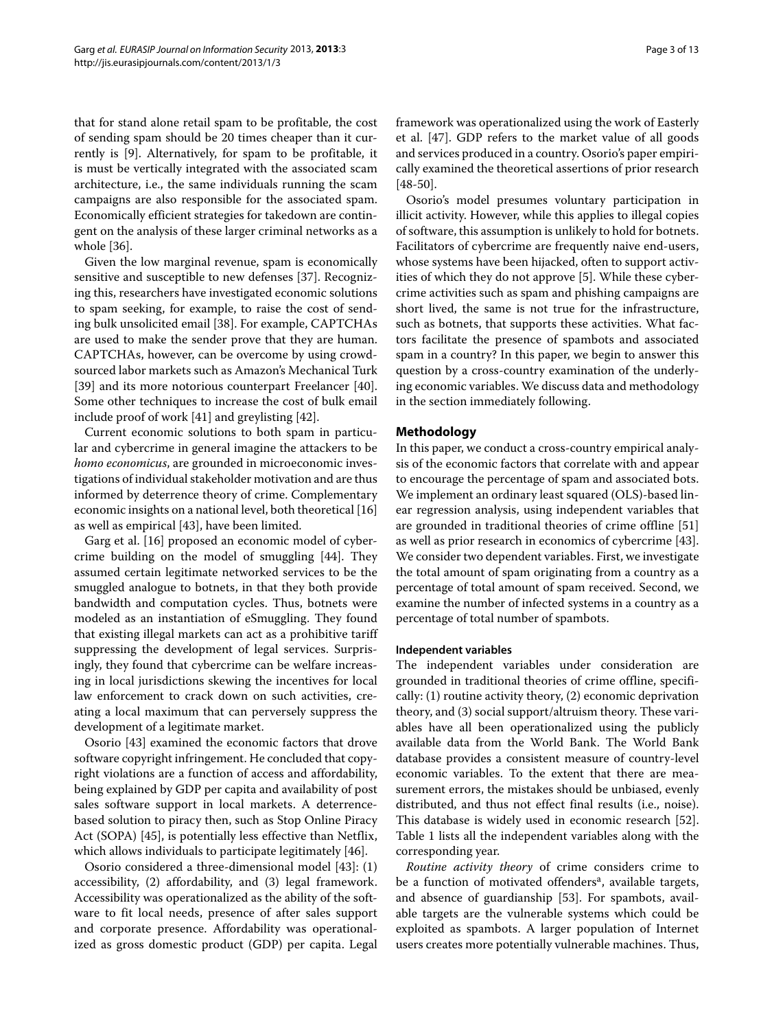that for stand alone retail spam to be profitable, the cost of sending spam should be 20 times cheaper than it currently is [9]. Alternatively, for spam to be profitable, it is must be vertically integrated with the associated scam architecture, i.e., the same individuals running the scam campaigns are also responsible for the associated spam. Economically efficient strategies for takedown are contingent on the analysis of these larger criminal networks as a whole [36].

Given the low marginal revenue, spam is economically sensitive and susceptible to new defenses [37]. Recognizing this, researchers have investigated economic solutions to spam seeking, for example, to raise the cost of sending bulk unsolicited email [38]. For example, CAPTCHAs are used to make the sender prove that they are human. CAPTCHAs, however, can be overcome by using crowdsourced labor markets such as Amazon's Mechanical Turk [39] and its more notorious counterpart Freelancer [40]. Some other techniques to increase the cost of bulk email include proof of work [41] and greylisting [42].

Current economic solutions to both spam in particular and cybercrime in general imagine the attackers to be *homo economicus*, are grounded in microeconomic investigations of individual stakeholder motivation and are thus informed by deterrence theory of crime. Complementary economic insights on a national level, both theoretical [16] as well as empirical [43], have been limited.

Garg et al. [16] proposed an economic model of cybercrime building on the model of smuggling [44]. They assumed certain legitimate networked services to be the smuggled analogue to botnets, in that they both provide bandwidth and computation cycles. Thus, botnets were modeled as an instantiation of eSmuggling. They found that existing illegal markets can act as a prohibitive tariff suppressing the development of legal services. Surprisingly, they found that cybercrime can be welfare increasing in local jurisdictions skewing the incentives for local law enforcement to crack down on such activities, creating a local maximum that can perversely suppress the development of a legitimate market.

Osorio [43] examined the economic factors that drove software copyright infringement. He concluded that copyright violations are a function of access and affordability, being explained by GDP per capita and availability of post sales software support in local markets. A deterrence-based solution to piracy then, such as Stop Online Piracy Act (SOPA) [45], is potentially less effective than Netflix, which allows individuals to participate legitimately [46].

Osorio considered a three-dimensional model [43]: (1) accessibility, (2) affordability, and (3) legal framework. Accessibility was operationalized as the ability of the software to fit local needs, presence of after sales support and corporate presence. Affordability was operationalized as gross domestic product (GDP) per capita. Legal framework was operationalized using the work of Easterly et al. [47]. GDP refers to the market value of all goods and services produced in a country. Osorio's paper empirically examined the theoretical assertions of prior research [48-50].

Osorio's model presumes voluntary participation in illicit activity. However, while this applies to illegal copies of software, this assumption is unlikely to hold for botnets. Facilitators of cybercrime are frequently naive end-users, whose systems have been hijacked, often to support activities of which they do not approve [5]. While these cybercrime activities such as spam and phishing campaigns are short lived, the same is not true for the infrastructure, such as botnets, that supports these activities. What factors facilitate the presence of spambots and associated spam in a country? In this paper, we begin to answer this question by a cross-country examination of the underlying economic variables. We discuss data and methodology in the section immediately following.

## Methodology

In this paper, we conduct a cross-country empirical analysis of the economic factors that correlate with and appear to encourage the percentage of spam and associated bots. We implement an ordinary least squared (OLS)-based linear regression analysis, using independent variables that are grounded in traditional theories of crime offline [51] as well as prior research in economics of cybercrime [43]. We consider two dependent variables. First, we investigate the total amount of spam originating from a country as a percentage of total amount of spam received. Second, we examine the number of infected systems in a country as a percentage of total number of spambots.

### Independent variables

The independent variables under consideration are grounded in traditional theories of crime offline, specifically: (1) routine activity theory, (2) economic deprivation theory, and (3) social support/altruism theory. These variables have all been operationalized using the publicly available data from the World Bank. The World Bank database provides a consistent measure of country-level economic variables. To the extent that there are measurement errors, the mistakes should be unbiased, evenly distributed, and thus not effect final results (i.e., noise). This database is widely used in economic research [52]. Table 1 lists all the independent variables along with the corresponding year.

*Routine activity theory* of crime considers crime to be a function of motivated offenders[a], available targets, and absence of guardianship [53]. For spambots, available targets are the vulnerable systems which could be exploited as spambots. A larger population of Internet users creates more potentially vulnerable machines. Thus,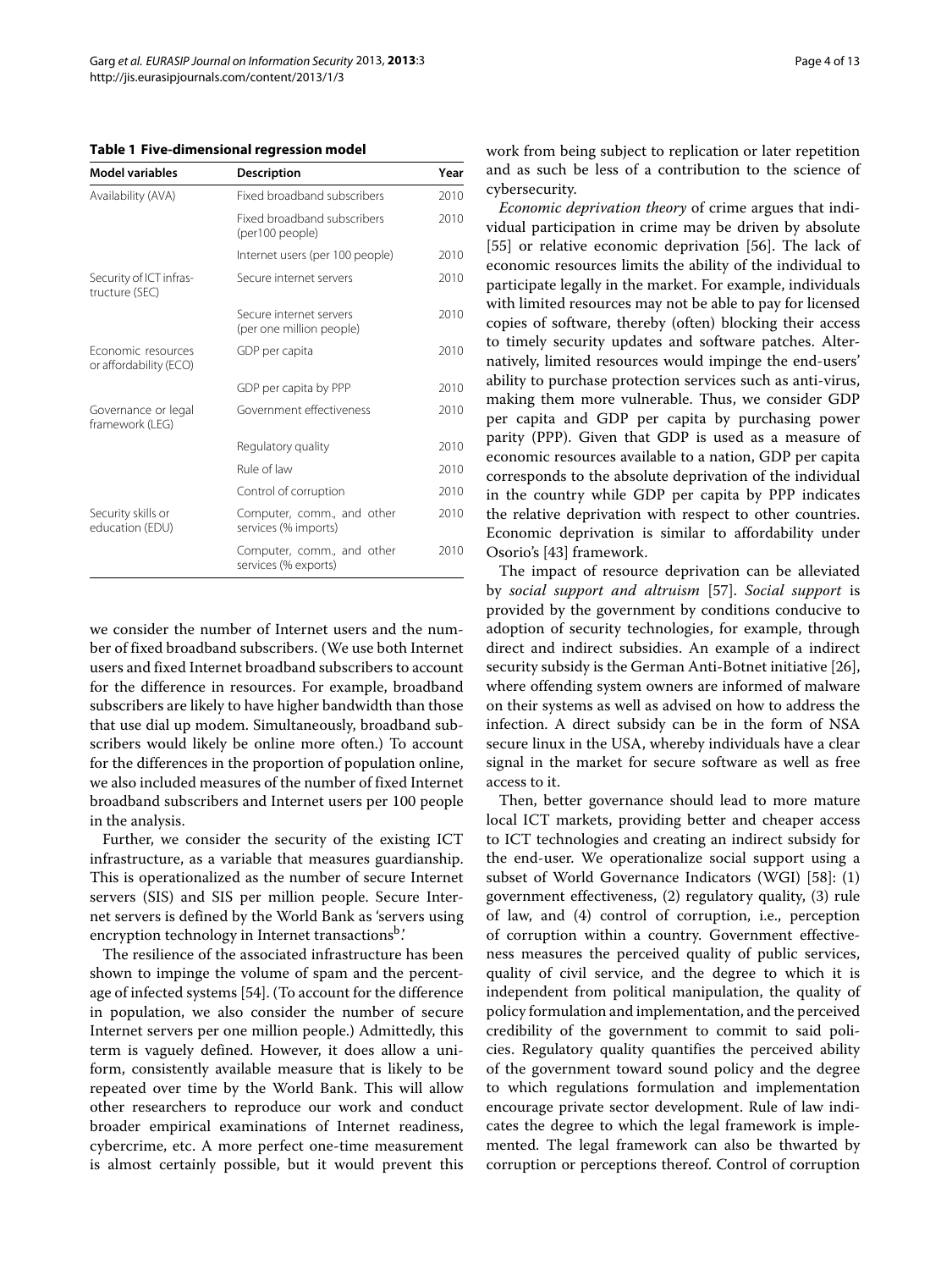**Table 1 Five-dimensional regression model**

| Model variables | Description | Year |
|---|---|---|
| Availability (AVA) | Fixed broadband subscribers | 2010 |
| | Fixed broadband subscribers (per100 people) | 2010 |
| | Internet users (per 100 people) | 2010 |
| Security of ICT infrastructure (SEC) | Secure internet servers | 2010 |
| | Secure internet servers (per one million people) | 2010 |
| Economic resources or affordability (ECO) | GDP per capita | 2010 |
| | GDP per capita by PPP | 2010 |
| Governance or legal framework (LEG) | Government effectiveness | 2010 |
| | Regulatory quality | 2010 |
| | Rule of law | 2010 |
| | Control of corruption | 2010 |
| Security skills or education (EDU) | Computer, comm., and other services (% imports) | 2010 |
| | Computer, comm., and other services (% exports) | 2010 |

we consider the number of Internet users and the number of fixed broadband subscribers. (We use both Internet users and fixed Internet broadband subscribers to account for the difference in resources. For example, broadband subscribers are likely to have higher bandwidth than those that use dial up modem. Simultaneously, broadband subscribers would likely be online more often.) To account for the differences in the proportion of population online, we also included measures of the number of fixed Internet broadband subscribers and Internet users per 100 people in the analysis.

Further, we consider the security of the existing ICT infrastructure, as a variable that measures guardianship. This is operationalized as the number of secure Internet servers (SIS) and SIS per million people. Secure Internet servers is defined by the World Bank as 'servers using encryption technology in Internet transactions[b].'

The resilience of the associated infrastructure has been shown to impinge the volume of spam and the percentage of infected systems [54]. (To account for the difference in population, we also consider the number of secure Internet servers per one million people.) Admittedly, this term is vaguely defined. However, it does allow a uniform, consistently available measure that is likely to be repeated over time by the World Bank. This will allow other researchers to reproduce our work and conduct broader empirical examinations of Internet readiness, cybercrime, etc. A more perfect one-time measurement is almost certainly possible, but it would prevent this work from being subject to replication or later repetition and as such be less of a contribution to the science of cybersecurity.

*Economic deprivation theory* of crime argues that individual participation in crime may be driven by absolute [55] or relative economic deprivation [56]. The lack of economic resources limits the ability of the individual to participate legally in the market. For example, individuals with limited resources may not be able to pay for licensed copies of software, thereby (often) blocking their access to timely security updates and software patches. Alternatively, limited resources would impinge the end-users' ability to purchase protection services such as anti-virus, making them more vulnerable. Thus, we consider GDP per capita and GDP per capita by purchasing power parity (PPP). Given that GDP is used as a measure of economic resources available to a nation, GDP per capita corresponds to the absolute deprivation of the individual in the country while GDP per capita by PPP indicates the relative deprivation with respect to other countries. Economic deprivation is similar to affordability under Osorio's [43] framework.

The impact of resource deprivation can be alleviated by *social support and altruism* [57]. *Social support* is provided by the government by conditions conducive to adoption of security technologies, for example, through direct and indirect subsidies. An example of a indirect security subsidy is the German Anti-Botnet initiative [26], where offending system owners are informed of malware on their systems as well as advised on how to address the infection. A direct subsidy can be in the form of NSA secure linux in the USA, whereby individuals have a clear signal in the market for secure software as well as free access to it.

Then, better governance should lead to more mature local ICT markets, providing better and cheaper access to ICT technologies and creating an indirect subsidy for the end-user. We operationalize social support using a subset of World Governance Indicators (WGI) [58]: (1) government effectiveness, (2) regulatory quality, (3) rule of law, and (4) control of corruption, i.e., perception of corruption within a country. Government effectiveness measures the perceived quality of public services, quality of civil service, and the degree to which it is independent from political manipulation, the quality of policy formulation and implementation, and the perceived credibility of the government to commit to said policies. Regulatory quality quantifies the perceived ability of the government toward sound policy and the degree to which regulations formulation and implementation encourage private sector development. Rule of law indicates the degree to which the legal framework is implemented. The legal framework can also be thwarted by corruption or perceptions thereof. Control of corruption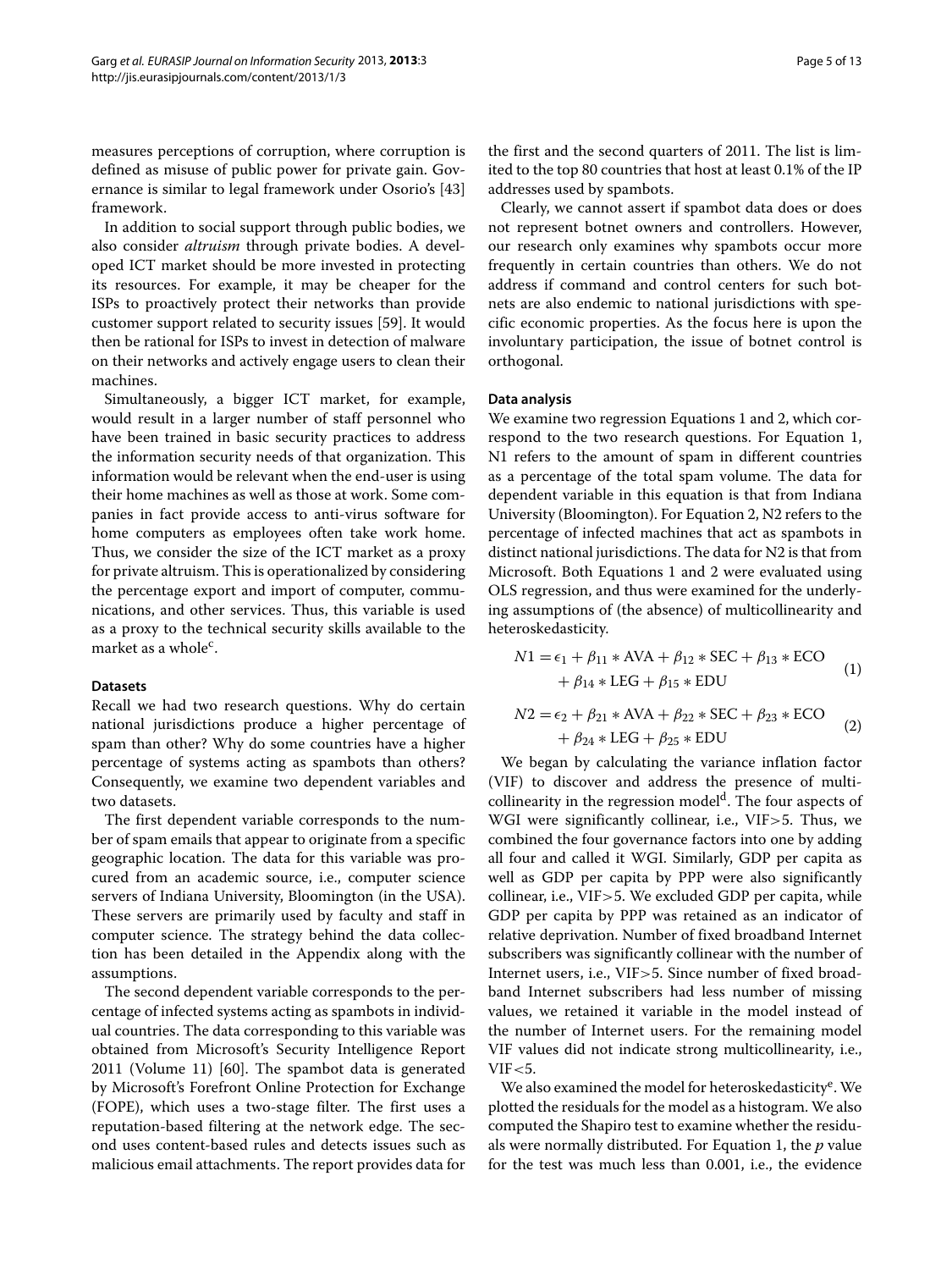measures perceptions of corruption, where corruption is defined as misuse of public power for private gain. Governance is similar to legal framework under Osorio's [43] framework.

In addition to social support through public bodies, we also consider *altruism* through private bodies. A developed ICT market should be more invested in protecting its resources. For example, it may be cheaper for the ISPs to proactively protect their networks than provide customer support related to security issues [59]. It would then be rational for ISPs to invest in detection of malware on their networks and actively engage users to clean their machines.

Simultaneously, a bigger ICT market, for example, would result in a larger number of staff personnel who have been trained in basic security practices to address the information security needs of that organization. This information would be relevant when the end-user is using their home machines as well as those at work. Some companies in fact provide access to anti-virus software for home computers as employees often take work home. Thus, we consider the size of the ICT market as a proxy for private altruism. This is operationalized by considering the percentage export and import of computer, communications, and other services. Thus, this variable is used as a proxy to the technical security skills available to the market as a whole[c].

#### Datasets

Recall we had two research questions. Why do certain national jurisdictions produce a higher percentage of spam than other? Why do some countries have a higher percentage of systems acting as spambots than others? Consequently, we examine two dependent variables and two datasets.

The first dependent variable corresponds to the number of spam emails that appear to originate from a specific geographic location. The data for this variable was procured from an academic source, i.e., computer science servers of Indiana University, Bloomington (in the USA). These servers are primarily used by faculty and staff in computer science. The strategy behind the data collection has been detailed in the Appendix along with the assumptions.

The second dependent variable corresponds to the percentage of infected systems acting as spambots in individual countries. The data corresponding to this variable was obtained from Microsoft's Security Intelligence Report 2011 (Volume 11) [60]. The spambot data is generated by Microsoft's Forefront Online Protection for Exchange (FOPE), which uses a two-stage filter. The first uses a reputation-based filtering at the network edge. The second uses content-based rules and detects issues such as malicious email attachments. The report provides data for the first and the second quarters of 2011. The list is limited to the top 80 countries that host at least 0.1% of the IP addresses used by spambots.

Clearly, we cannot assert if spambot data does or does not represent botnet owners and controllers. However, our research only examines why spambots occur more frequently in certain countries than others. We do not address if command and control centers for such botnets are also endemic to national jurisdictions with specific economic properties. As the focus here is upon the involuntary participation, the issue of botnet control is orthogonal.

#### Data analysis

We examine two regression Equations 1 and 2, which correspond to the two research questions. For Equation 1, N1 refers to the amount of spam in different countries as a percentage of the total spam volume. The data for dependent variable in this equation is that from Indiana University (Bloomington). For Equation 2, N2 refers to the percentage of infected machines that act as spambots in distinct national jurisdictions. The data for N2 is that from Microsoft. Both Equations 1 and 2 were evaluated using OLS regression, and thus were examined for the underlying assumptions of (the absence) of multicollinearity and heteroskedasticity.

$$N1 = \epsilon_1 + \beta_{11} * \text{AVA} + \beta_{12} * \text{SEC} + \beta_{13} * \text{ECO} + \beta_{14} * \text{LEG} + \beta_{15} * \text{EDU} \tag{1}$$

$$N2 = \epsilon_2 + \beta_{21} * \text{AVA} + \beta_{22} * \text{SEC} + \beta_{23} * \text{ECO} + \beta_{24} * \text{LEG} + \beta_{25} * \text{EDU} \tag{2}$$

We began by calculating the variance inflation factor (VIF) to discover and address the presence of multicollinearity in the regression model[d]. The four aspects of WGI were significantly collinear, i.e., VIF>5. Thus, we combined the four governance factors into one by adding all four and called it WGI. Similarly, GDP per capita as well as GDP per capita by PPP were also significantly collinear, i.e., VIF>5. We excluded GDP per capita, while GDP per capita by PPP was retained as an indicator of relative deprivation. Number of fixed broadband Internet subscribers was significantly collinear with the number of Internet users, i.e., VIF>5. Since number of fixed broadband Internet subscribers had less number of missing values, we retained it variable in the model instead of the number of Internet users. For the remaining model VIF values did not indicate strong multicollinearity, i.e., VIF<5.

We also examined the model for heteroskedasticity[e]. We plotted the residuals for the model as a histogram. We also computed the Shapiro test to examine whether the residuals were normally distributed. For Equation 1, the $p$ value for the test was much less than 0.001, i.e., the evidence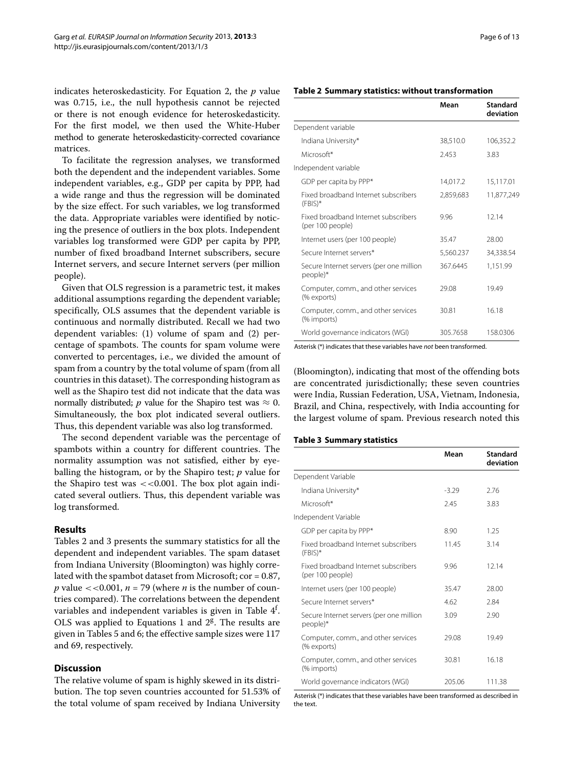indicates heteroskedasticity. For Equation 2, the $p$ value was 0.715, i.e., the null hypothesis cannot be rejected or there is not enough evidence for heteroskedasticity. For the first model, we then used the White-Huber method to generate heteroskedasticity-corrected covariance matrices.

To facilitate the regression analyses, we transformed both the dependent and the independent variables. Some independent variables, e.g., GDP per capita by PPP, had a wide range and thus the regression will be dominated by the size effect. For such variables, we log transformed the data. Appropriate variables were identified by noticing the presence of outliers in the box plots. Independent variables log transformed were GDP per capita by PPP, number of fixed broadband Internet subscribers, secure Internet servers, and secure Internet servers (per million people).

Given that OLS regression is a parametric test, it makes additional assumptions regarding the dependent variable; specifically, OLS assumes that the dependent variable is continuous and normally distributed. Recall we had two dependent variables: (1) volume of spam and (2) percentage of spambots. The counts for spam volume were converted to percentages, i.e., we divided the amount of spam from a country by the total volume of spam (from all countries in this dataset). The corresponding histogram as well as the Shapiro test did not indicate that the data was normally distributed; $p$ value for the Shapiro test was $\approx 0$. Simultaneously, the box plot indicated several outliers. Thus, this dependent variable was also log transformed.

The second dependent variable was the percentage of spambots within a country for different countries. The normality assumption was not satisfied, either by eyeballing the histogram, or by the Shapiro test; $p$ value for the Shapiro test was $<<0.001$. The box plot again indicated several outliers. Thus, this dependent variable was log transformed.

## Results

Tables 2 and 3 presents the summary statistics for all the dependent and independent variables. The spam dataset from Indiana University (Bloomington) was highly correlated with the spambot dataset from Microsoft; cor = 0.87, $p$ value $<<0.001$, $n = 79$ (where $n$ is the number of countries compared). The correlations between the dependent variables and independent variables is given in Table 4[f]. OLS was applied to Equations 1 and 2[g]. The results are given in Tables 5 and 6; the effective sample sizes were 117 and 69, respectively.

## Discussion

The relative volume of spam is highly skewed in its distribution. The top seven countries accounted for 51.53% of the total volume of spam received by Indiana University (Bloomington), indicating that most of the offending bots are concentrated jurisdictionally; these seven countries were India, Russian Federation, USA, Vietnam, Indonesia, Brazil, and China, respectively, with India accounting for the largest volume of spam. Previous research noted this

**Table 2 Summary statistics: without transformation**

| | Mean | Standard deviation |
|---|---|---|
| Dependent variable | | |
| Indiana University* | 38,510.0 | 106,352.2 |
| Microsoft* | 2.453 | 3.83 |
| Independent variable | | |
| GDP per capita by PPP* | 14,017.2 | 15,117.01 |
| Fixed broadband Internet subscribers (FBIS)* | 2,859,683 | 11,877,249 |
| Fixed broadband Internet subscribers (per 100 people) | 9.96 | 12.14 |
| Internet users (per 100 people) | 35.47 | 28.00 |
| Secure Internet servers* | 5,560.237 | 34,338.54 |
| Secure Internet servers (per one million people)* | 367.6445 | 1,151.99 |
| Computer, comm., and other services (% exports) | 29.08 | 19.49 |
| Computer, comm., and other services (% imports) | 30.81 | 16.18 |
| World governance indicators (WGI) | 305.7658 | 158.0306 |

Asterisk (*) indicates that these variables have *not* been transformed.

**Table 3 Summary statistics**

| | Mean | Standard deviation |
|---|---|---|
| Dependent Variable | | |
| Indiana University* | -3.29 | 2.76 |
| Microsoft* | 2.45 | 3.83 |
| Independent Variable | | |
| GDP per capita by PPP* | 8.90 | 1.25 |
| Fixed broadband Internet subscribers (FBIS)* | 11.45 | 3.14 |
| Fixed broadband Internet subscribers (per 100 people) | 9.96 | 12.14 |
| Internet users (per 100 people) | 35.47 | 28.00 |
| Secure Internet servers* | 4.62 | 2.84 |
| Secure Internet servers (per one million people)* | 3.09 | 2.90 |
| Computer, comm., and other services (% exports) | 29.08 | 19.49 |
| Computer, comm., and other services (% imports) | 30.81 | 16.18 |
| World governance indicators (WGI) | 205.06 | 111.38 |

Asterisk (*) indicates that these variables have been transformed as described in the text.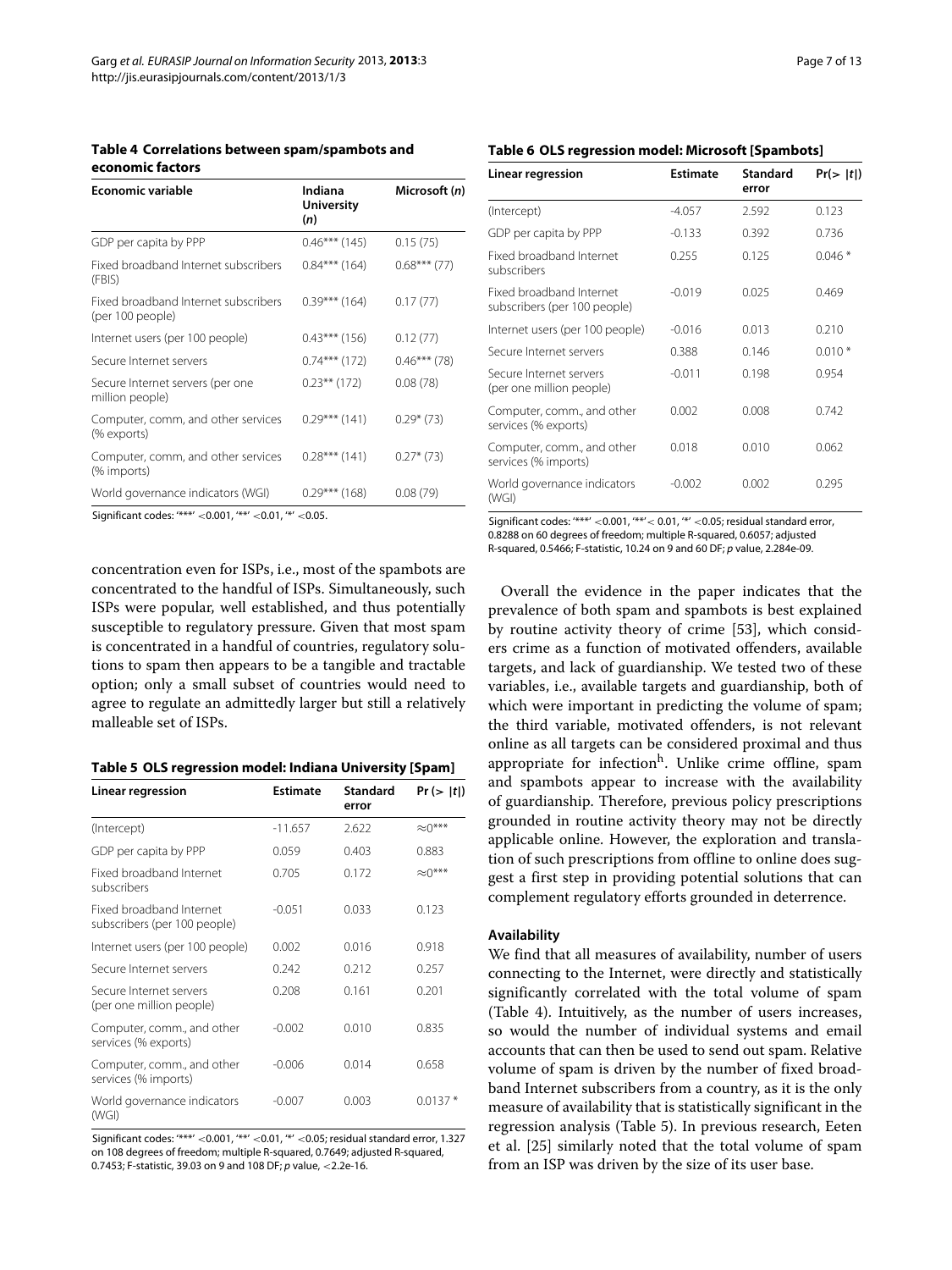**Table 4 Correlations between spam/spambots and economic factors**

| Economic variable | Indiana University (*n*) | Microsoft (*n*) |
|---|---|---|
| GDP per capita by PPP | 0.46*** (145) | 0.15 (75) |
| Fixed broadband Internet subscribers (FBIS) | 0.84*** (164) | 0.68*** (77) |
| Fixed broadband Internet subscribers (per 100 people) | 0.39*** (164) | 0.17 (77) |
| Internet users (per 100 people) | 0.43*** (156) | 0.12 (77) |
| Secure Internet servers | 0.74*** (172) | 0.46*** (78) |
| Secure Internet servers (per one million people) | 0.23** (172) | 0.08 (78) |
| Computer, comm, and other services (% exports) | 0.29*** (141) | 0.29* (73) |
| Computer, comm, and other services (% imports) | 0.28*** (141) | 0.27* (73) |
| World governance indicators (WGI) | 0.29*** (168) | 0.08 (79) |

Significant codes: '***' <0.001, '**' <0.01, '*' <0.05.

concentration even for ISPs, i.e., most of the spambots are concentrated to the handful of ISPs. Simultaneously, such ISPs were popular, well established, and thus potentially susceptible to regulatory pressure. Given that most spam is concentrated in a handful of countries, regulatory solutions to spam then appears to be a tangible and tractable option; only a small subset of countries would need to agree to regulate an admittedly larger but still a relatively malleable set of ISPs.

**Table 5 OLS regression model: Indiana University [Spam]**

| Linear regression | Estimate | Standard error | Pr (> \|*t*\|) |
|---|---|---|---|
| (Intercept) | -11.657 | 2.622 | ≈0*** |
| GDP per capita by PPP | 0.059 | 0.403 | 0.883 |
| Fixed broadband Internet subscribers | 0.705 | 0.172 | ≈0*** |
| Fixed broadband Internet subscribers (per 100 people) | -0.051 | 0.033 | 0.123 |
| Internet users (per 100 people) | 0.002 | 0.016 | 0.918 |
| Secure Internet servers | 0.242 | 0.212 | 0.257 |
| Secure Internet servers (per one million people) | 0.208 | 0.161 | 0.201 |
| Computer, comm., and other services (% exports) | -0.002 | 0.010 | 0.835 |
| Computer, comm., and other services (% imports) | -0.006 | 0.014 | 0.658 |
| World governance indicators (WGI) | -0.007 | 0.003 | 0.0137 * |

Significant codes: '***' <0.001, '**' <0.01, '*' <0.05; residual standard error, 1.327 on 108 degrees of freedom; multiple R-squared, 0.7649; adjusted R-squared, 0.7453; F-statistic, 39.03 on 9 and 108 DF; *p* value, <2.2e-16.

**Table 6 OLS regression model: Microsoft [Spambots]**

| Linear regression | Estimate | Standard error | Pr(> \|*t*\|) |
|---|---|---|---|
| (Intercept) | -4.057 | 2.592 | 0.123 |
| GDP per capita by PPP | -0.133 | 0.392 | 0.736 |
| Fixed broadband Internet subscribers | 0.255 | 0.125 | 0.046 * |
| Fixed broadband Internet subscribers (per 100 people) | -0.019 | 0.025 | 0.469 |
| Internet users (per 100 people) | -0.016 | 0.013 | 0.210 |
| Secure Internet servers | 0.388 | 0.146 | 0.010 * |
| Secure Internet servers (per one million people) | -0.011 | 0.198 | 0.954 |
| Computer, comm., and other services (% exports) | 0.002 | 0.008 | 0.742 |
| Computer, comm., and other services (% imports) | 0.018 | 0.010 | 0.062 |
| World governance indicators (WGI) | -0.002 | 0.002 | 0.295 |

Significant codes: '***' <0.001, '**'< 0.01, '*' <0.05; residual standard error, 0.8288 on 60 degrees of freedom; multiple R-squared, 0.6057; adjusted R-squared, 0.5466; F-statistic, 10.24 on 9 and 60 DF; *p* value, 2.284e-09.

Overall the evidence in the paper indicates that the prevalence of both spam and spambots is best explained by routine activity theory of crime [53], which considers crime as a function of motivated offenders, available targets, and lack of guardianship. We tested two of these variables, i.e., available targets and guardianship, both of which were important in predicting the volume of spam; the third variable, motivated offenders, is not relevant online as all targets can be considered proximal and thus appropriate for infection[h]. Unlike crime offline, spam and spambots appear to increase with the availability of guardianship. Therefore, previous policy prescriptions grounded in routine activity theory may not be directly applicable online. However, the exploration and translation of such prescriptions from offline to online does suggest a first step in providing potential solutions that can complement regulatory efforts grounded in deterrence.

#### Availability

We find that all measures of availability, number of users connecting to the Internet, were directly and statistically significantly correlated with the total volume of spam (Table 4). Intuitively, as the number of users increases, so would the number of individual systems and email accounts that can then be used to send out spam. Relative volume of spam is driven by the number of fixed broadband Internet subscribers from a country, as it is the only measure of availability that is statistically significant in the regression analysis (Table 5). In previous research, Eeten et al. [25] similarly noted that the total volume of spam from an ISP was driven by the size of its user base.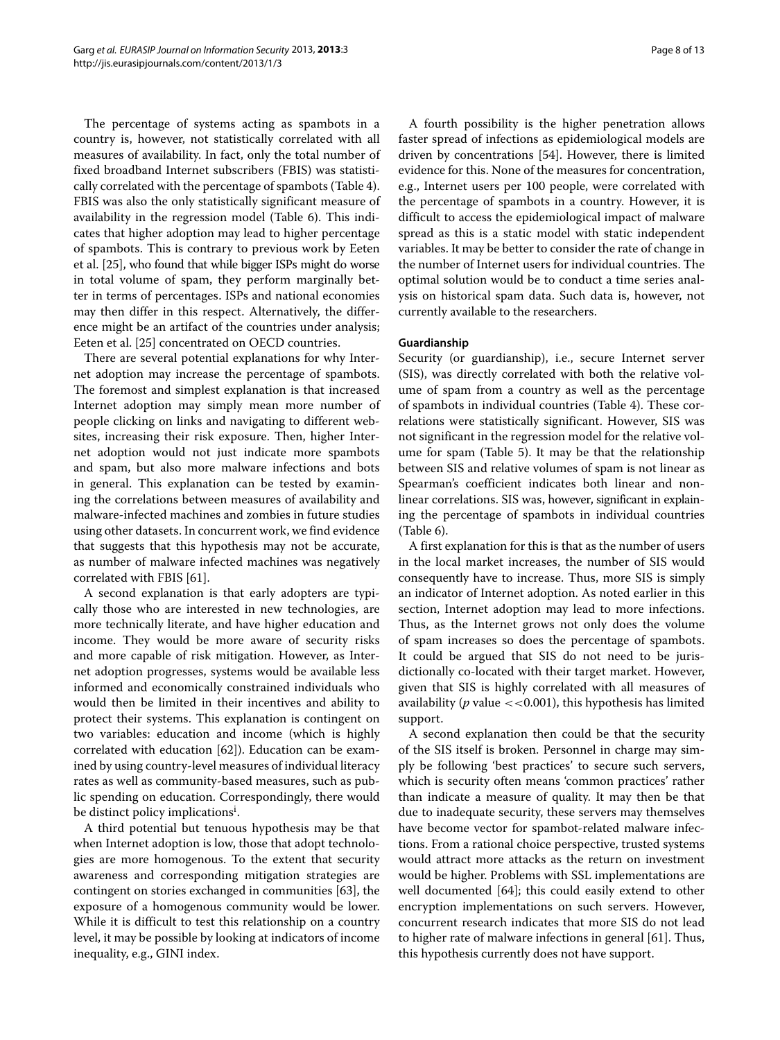The percentage of systems acting as spambots in a country is, however, not statistically correlated with all measures of availability. In fact, only the total number of fixed broadband Internet subscribers (FBIS) was statistically correlated with the percentage of spambots (Table 4). FBIS was also the only statistically significant measure of availability in the regression model (Table 6). This indicates that higher adoption may lead to higher percentage of spambots. This is contrary to previous work by Eeten et al. [25], who found that while bigger ISPs might do worse in total volume of spam, they perform marginally better in terms of percentages. ISPs and national economies may then differ in this respect. Alternatively, the difference might be an artifact of the countries under analysis; Eeten et al. [25] concentrated on OECD countries.

There are several potential explanations for why Internet adoption may increase the percentage of spambots. The foremost and simplest explanation is that increased Internet adoption may simply mean more number of people clicking on links and navigating to different websites, increasing their risk exposure. Then, higher Internet adoption would not just indicate more spambots and spam, but also more malware infections and bots in general. This explanation can be tested by examining the correlations between measures of availability and malware-infected machines and zombies in future studies using other datasets. In concurrent work, we find evidence that suggests that this hypothesis may not be accurate, as number of malware infected machines was negatively correlated with FBIS [61].

A second explanation is that early adopters are typically those who are interested in new technologies, are more technically literate, and have higher education and income. They would be more aware of security risks and more capable of risk mitigation. However, as Internet adoption progresses, systems would be available less informed and economically constrained individuals who would then be limited in their incentives and ability to protect their systems. This explanation is contingent on two variables: education and income (which is highly correlated with education [62]). Education can be examined by using country-level measures of individual literacy rates as well as community-based measures, such as public spending on education. Correspondingly, there would be distinct policy implications[i].

A third potential but tenuous hypothesis may be that when Internet adoption is low, those that adopt technologies are more homogenous. To the extent that security awareness and corresponding mitigation strategies are contingent on stories exchanged in communities [63], the exposure of a homogenous community would be lower. While it is difficult to test this relationship on a country level, it may be possible by looking at indicators of income inequality, e.g., GINI index.

A fourth possibility is the higher penetration allows faster spread of infections as epidemiological models are driven by concentrations [54]. However, there is limited evidence for this. None of the measures for concentration, e.g., Internet users per 100 people, were correlated with the percentage of spambots in a country. However, it is difficult to access the epidemiological impact of malware spread as this is a static model with static independent variables. It may be better to consider the rate of change in the number of Internet users for individual countries. The optimal solution would be to conduct a time series analysis on historical spam data. Such data is, however, not currently available to the researchers.

#### Guardianship

Security (or guardianship), i.e., secure Internet server (SIS), was directly correlated with both the relative volume of spam from a country as well as the percentage of spambots in individual countries (Table 4). These correlations were statistically significant. However, SIS was not significant in the regression model for the relative volume for spam (Table 5). It may be that the relationship between SIS and relative volumes of spam is not linear as Spearman's coefficient indicates both linear and nonlinear correlations. SIS was, however, significant in explaining the percentage of spambots in individual countries (Table 6).

A first explanation for this is that as the number of users in the local market increases, the number of SIS would consequently have to increase. Thus, more SIS is simply an indicator of Internet adoption. As noted earlier in this section, Internet adoption may lead to more infections. Thus, as the Internet grows not only does the volume of spam increases so does the percentage of spambots. It could be argued that SIS do not need to be jurisdictionally co-located with their target market. However, given that SIS is highly correlated with all measures of availability ($p$ value $<<0.001$), this hypothesis has limited support.

A second explanation then could be that the security of the SIS itself is broken. Personnel in charge may simply be following 'best practices' to secure such servers, which is security often means 'common practices' rather than indicate a measure of quality. It may then be that due to inadequate security, these servers may themselves have become vector for spambot-related malware infections. From a rational choice perspective, trusted systems would attract more attacks as the return on investment would be higher. Problems with SSL implementations are well documented [64]; this could easily extend to other encryption implementations on such servers. However, concurrent research indicates that more SIS do not lead to higher rate of malware infections in general [61]. Thus, this hypothesis currently does not have support.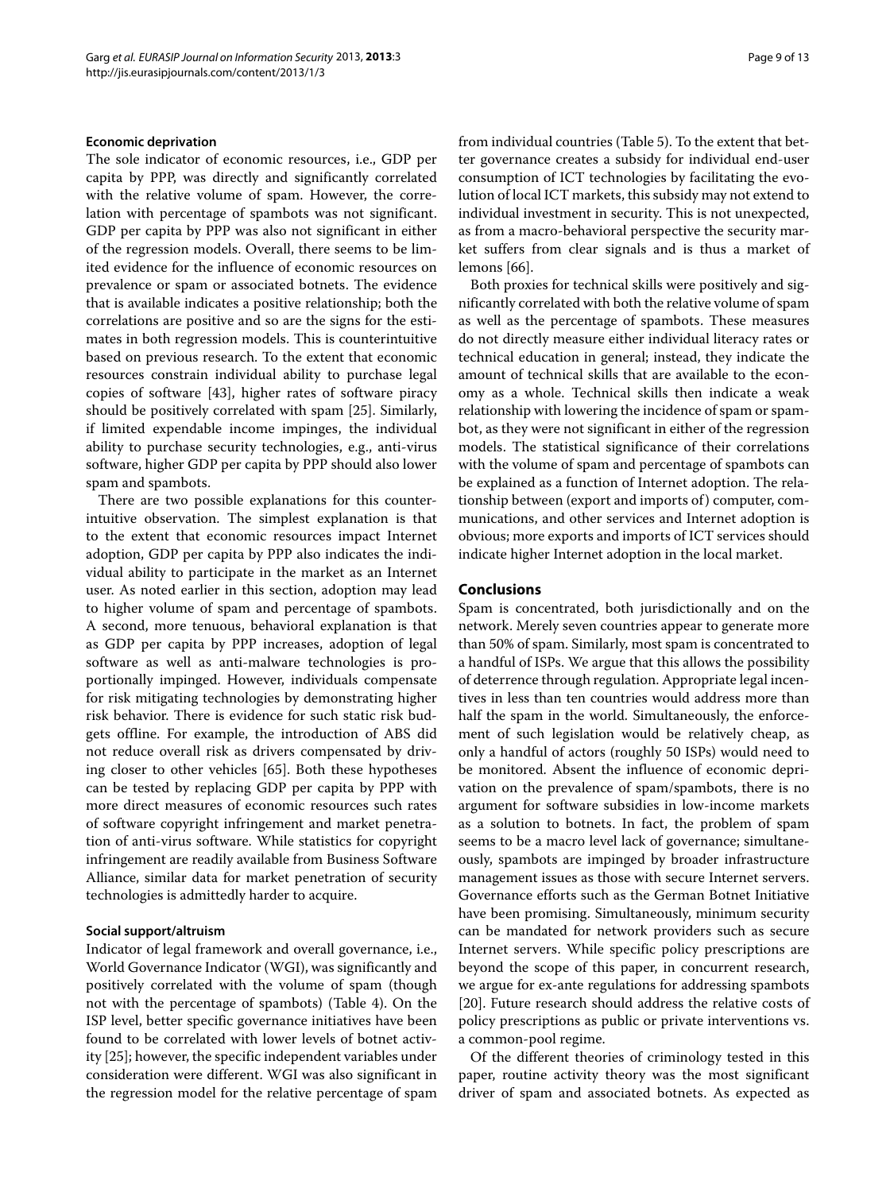#### Economic deprivation

The sole indicator of economic resources, i.e., GDP per capita by PPP, was directly and significantly correlated with the relative volume of spam. However, the correlation with percentage of spambots was not significant. GDP per capita by PPP was also not significant in either of the regression models. Overall, there seems to be limited evidence for the influence of economic resources on prevalence or spam or associated botnets. The evidence that is available indicates a positive relationship; both the correlations are positive and so are the signs for the estimates in both regression models. This is counterintuitive based on previous research. To the extent that economic resources constrain individual ability to purchase legal copies of software [43], higher rates of software piracy should be positively correlated with spam [25]. Similarly, if limited expendable income impinges, the individual ability to purchase security technologies, e.g., anti-virus software, higher GDP per capita by PPP should also lower spam and spambots.

There are two possible explanations for this counterintuitive observation. The simplest explanation is that to the extent that economic resources impact Internet adoption, GDP per capita by PPP also indicates the individual ability to participate in the market as an Internet user. As noted earlier in this section, adoption may lead to higher volume of spam and percentage of spambots. A second, more tenuous, behavioral explanation is that as GDP per capita by PPP increases, adoption of legal software as well as anti-malware technologies is proportionally impinged. However, individuals compensate for risk mitigating technologies by demonstrating higher risk behavior. There is evidence for such static risk budgets offline. For example, the introduction of ABS did not reduce overall risk as drivers compensated by driving closer to other vehicles [65]. Both these hypotheses can be tested by replacing GDP per capita by PPP with more direct measures of economic resources such rates of software copyright infringement and market penetration of anti-virus software. While statistics for copyright infringement are readily available from Business Software Alliance, similar data for market penetration of security technologies is admittedly harder to acquire.

#### Social support/altruism

Indicator of legal framework and overall governance, i.e., World Governance Indicator (WGI), was significantly and positively correlated with the volume of spam (though not with the percentage of spambots) (Table 4). On the ISP level, better specific governance initiatives have been found to be correlated with lower levels of botnet activity [25]; however, the specific independent variables under consideration were different. WGI was also significant in the regression model for the relative percentage of spam from individual countries (Table 5). To the extent that better governance creates a subsidy for individual end-user consumption of ICT technologies by facilitating the evolution of local ICT markets, this subsidy may not extend to individual investment in security. This is not unexpected, as from a macro-behavioral perspective the security market suffers from clear signals and is thus a market of lemons [66].

Both proxies for technical skills were positively and significantly correlated with both the relative volume of spam as well as the percentage of spambots. These measures do not directly measure either individual literacy rates or technical education in general; instead, they indicate the amount of technical skills that are available to the economy as a whole. Technical skills then indicate a weak relationship with lowering the incidence of spam or spambot, as they were not significant in either of the regression models. The statistical significance of their correlations with the volume of spam and percentage of spambots can be explained as a function of Internet adoption. The relationship between (export and imports of) computer, communications, and other services and Internet adoption is obvious; more exports and imports of ICT services should indicate higher Internet adoption in the local market.

## Conclusions

Spam is concentrated, both jurisdictionally and on the network. Merely seven countries appear to generate more than 50% of spam. Similarly, most spam is concentrated to a handful of ISPs. We argue that this allows the possibility of deterrence through regulation. Appropriate legal incentives in less than ten countries would address more than half the spam in the world. Simultaneously, the enforcement of such legislation would be relatively cheap, as only a handful of actors (roughly 50 ISPs) would need to be monitored. Absent the influence of economic deprivation on the prevalence of spam/spambots, there is no argument for software subsidies in low-income markets as a solution to botnets. In fact, the problem of spam seems to be a macro level lack of governance; simultaneously, spambots are impinged by broader infrastructure management issues as those with secure Internet servers. Governance efforts such as the German Botnet Initiative have been promising. Simultaneously, minimum security can be mandated for network providers such as secure Internet servers. While specific policy prescriptions are beyond the scope of this paper, in concurrent research, we argue for ex-ante regulations for addressing spambots [20]. Future research should address the relative costs of policy prescriptions as public or private interventions vs. a common-pool regime.

Of the different theories of criminology tested in this paper, routine activity theory was the most significant driver of spam and associated botnets. As expected as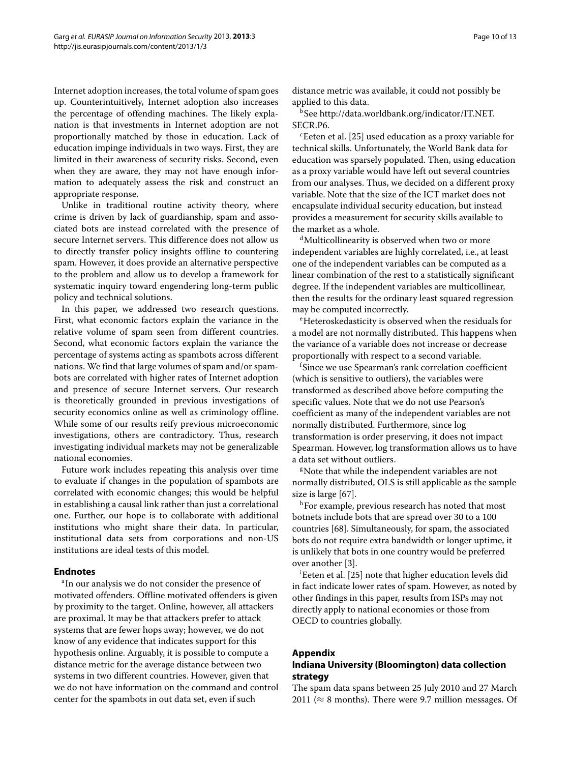Internet adoption increases, the total volume of spam goes up. Counterintuitively, Internet adoption also increases the percentage of offending machines. The likely explanation is that investments in Internet adoption are not proportionally matched by those in education. Lack of education impinge individuals in two ways. First, they are limited in their awareness of security risks. Second, even when they are aware, they may not have enough information to adequately assess the risk and construct an appropriate response.

Unlike in traditional routine activity theory, where crime is driven by lack of guardianship, spam and associated bots are instead correlated with the presence of secure Internet servers. This difference does not allow us to directly transfer policy insights offline to countering spam. However, it does provide an alternative perspective to the problem and allow us to develop a framework for systematic inquiry toward engendering long-term public policy and technical solutions.

In this paper, we addressed two research questions. First, what economic factors explain the variance in the relative volume of spam seen from different countries. Second, what economic factors explain the variance the percentage of systems acting as spambots across different nations. We find that large volumes of spam and/or spambots are correlated with higher rates of Internet adoption and presence of secure Internet servers. Our research is theoretically grounded in previous investigations of security economics online as well as criminology offline. While some of our results reify previous microeconomic investigations, others are contradictory. Thus, research investigating individual markets may not be generalizable national economies.

Future work includes repeating this analysis over time to evaluate if changes in the population of spambots are correlated with economic changes; this would be helpful in establishing a causal link rather than just a correlational one. Further, our hope is to collaborate with additional institutions who might share their data. In particular, institutional data sets from corporations and non-US institutions are ideal tests of this model.

## Endnotes

[a] In our analysis we do not consider the presence of motivated offenders. Offline motivated offenders is given by proximity to the target. Online, however, all attackers are proximal. It may be that attackers prefer to attack systems that are fewer hops away; however, we do not know of any evidence that indicates support for this hypothesis online. Arguably, it is possible to compute a distance metric for the average distance between two systems in two different countries. However, given that we do not have information on the command and control center for the spambots in out data set, even if such distance metric was available, it could not possibly be applied to this data.

[b] See http://data.worldbank.org/indicator/IT.NET.SECR.P6.

[c] Eeten et al. [25] used education as a proxy variable for technical skills. Unfortunately, the World Bank data for education was sparsely populated. Then, using education as a proxy variable would have left out several countries from our analyses. Thus, we decided on a different proxy variable. Note that the size of the ICT market does not encapsulate individual security education, but instead provides a measurement for security skills available to the market as a whole.

[d] Multicollinearity is observed when two or more independent variables are highly correlated, i.e., at least one of the independent variables can be computed as a linear combination of the rest to a statistically significant degree. If the independent variables are multicollinear, then the results for the ordinary least squared regression may be computed incorrectly.

[e] Heteroskedasticity is observed when the residuals for a model are not normally distributed. This happens when the variance of a variable does not increase or decrease proportionally with respect to a second variable.

[f] Since we use Spearman's rank correlation coefficient (which is sensitive to outliers), the variables were transformed as described above before computing the specific values. Note that we do not use Pearson's coefficient as many of the independent variables are not normally distributed. Furthermore, since log transformation is order preserving, it does not impact Spearman. However, log transformation allows us to have a data set without outliers.

[g] Note that while the independent variables are not normally distributed, OLS is still applicable as the sample size is large [67].

[h] For example, previous research has noted that most botnets include bots that are spread over 30 to a 100 countries [68]. Simultaneously, for spam, the associated bots do not require extra bandwidth or longer uptime, it is unlikely that bots in one country would be preferred over another [3].

[i] Eeten et al. [25] note that higher education levels did in fact indicate lower rates of spam. However, as noted by other findings in this paper, results from ISPs may not directly apply to national economies or those from OECD to countries globally.

## Appendix

### Indiana University (Bloomington) data collection strategy

The spam data spans between 25 July 2010 and 27 March 2011 ($\approx$ 8 months). There were 9.7 million messages. Of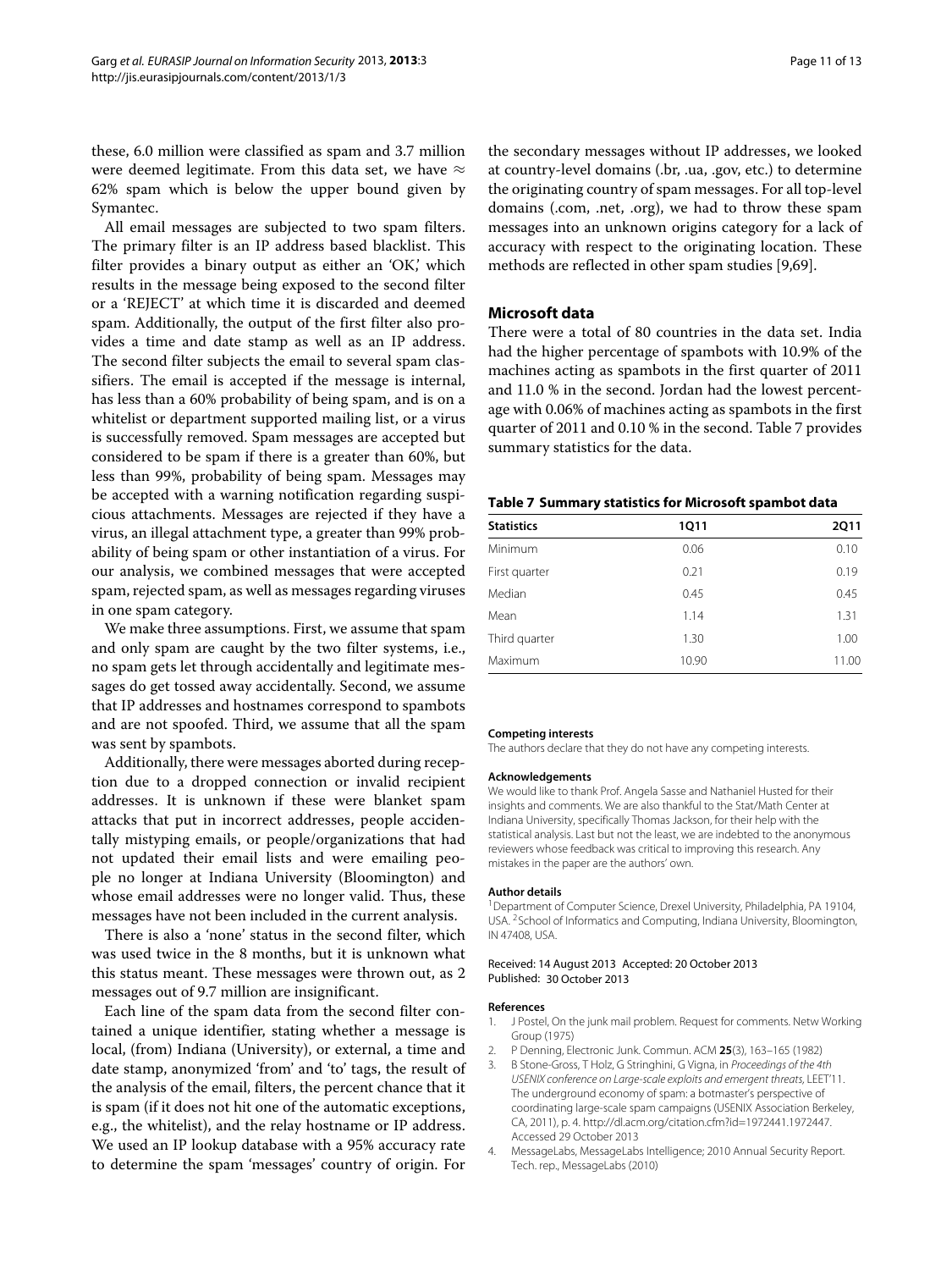these, 6.0 million were classified as spam and 3.7 million were deemed legitimate. From this data set, we have ≈ 62% spam which is below the upper bound given by Symantec.

All email messages are subjected to two spam filters. The primary filter is an IP address based blacklist. This filter provides a binary output as either an 'OK,' which results in the message being exposed to the second filter or a 'REJECT' at which time it is discarded and deemed spam. Additionally, the output of the first filter also provides a time and date stamp as well as an IP address. The second filter subjects the email to several spam classifiers. The email is accepted if the message is internal, has less than a 60% probability of being spam, and is on a whitelist or department supported mailing list, or a virus is successfully removed. Spam messages are accepted but considered to be spam if there is a greater than 60%, but less than 99%, probability of being spam. Messages may be accepted with a warning notification regarding suspicious attachments. Messages are rejected if they have a virus, an illegal attachment type, a greater than 99% probability of being spam or other instantiation of a virus. For our analysis, we combined messages that were accepted spam, rejected spam, as well as messages regarding viruses in one spam category.

We make three assumptions. First, we assume that spam and only spam are caught by the two filter systems, i.e., no spam gets let through accidentally and legitimate messages do get tossed away accidentally. Second, we assume that IP addresses and hostnames correspond to spambots and are not spoofed. Third, we assume that all the spam was sent by spambots.

Additionally, there were messages aborted during reception due to a dropped connection or invalid recipient addresses. It is unknown if these were blanket spam attacks that put in incorrect addresses, people accidentally mistyping emails, or people/organizations that had not updated their email lists and were emailing people no longer at Indiana University (Bloomington) and whose email addresses were no longer valid. Thus, these messages have not been included in the current analysis.

There is also a 'none' status in the second filter, which was used twice in the 8 months, but it is unknown what this status meant. These messages were thrown out, as 2 messages out of 9.7 million are insignificant.

Each line of the spam data from the second filter contained a unique identifier, stating whether a message is local, (from) Indiana (University), or external, a time and date stamp, anonymized 'from' and 'to' tags, the result of the analysis of the email, filters, the percent chance that it is spam (if it does not hit one of the automatic exceptions, e.g., the whitelist), and the relay hostname or IP address. We used an IP lookup database with a 95% accuracy rate to determine the spam 'messages' country of origin. For the secondary messages without IP addresses, we looked at country-level domains (.br, .ua, .gov, etc.) to determine the originating country of spam messages. For all top-level domains (.com, .net, .org), we had to throw these spam messages into an unknown origins category for a lack of accuracy with respect to the originating location. These methods are reflected in other spam studies [9,69].

## Microsoft data

There were a total of 80 countries in the data set. India had the higher percentage of spambots with 10.9% of the machines acting as spambots in the first quarter of 2011 and 11.0 % in the second. Jordan had the lowest percentage with 0.06% of machines acting as spambots in the first quarter of 2011 and 0.10 % in the second. Table 7 provides summary statistics for the data.

**Table 7 Summary statistics for Microsoft spambot data**

| Statistics | 1Q11 | 2Q11 |
|---|---|---|
| Minimum | 0.06 | 0.10 |
| First quarter | 0.21 | 0.19 |
| Median | 0.45 | 0.45 |
| Mean | 1.14 | 1.31 |
| Third quarter | 1.30 | 1.00 |
| Maximum | 10.90 | 11.00 |

#### Competing interests

The authors declare that they do not have any competing interests.

#### Acknowledgements

We would like to thank Prof. Angela Sasse and Nathaniel Husted for their insights and comments. We are also thankful to the Stat/Math Center at Indiana University, specifically Thomas Jackson, for their help with the statistical analysis. Last but not the least, we are indebted to the anonymous reviewers whose feedback was critical to improving this research. Any mistakes in the paper are the authors' own.

#### Author details

[1]Department of Computer Science, Drexel University, Philadelphia, PA 19104, USA. [2]School of Informatics and Computing, Indiana University, Bloomington, IN 47408, USA.

Received: 14 August 2013 Accepted: 20 October 2013
Published: 30 October 2013

#### References

1. J Postel, On the junk mail problem. Request for comments. Netw Working Group (1975)
2. P Denning, Electronic Junk. Commun. ACM **25**(3), 163–165 (1982)
3. B Stone-Gross, T Holz, G Stringhini, G Vigna, in *Proceedings of the 4th USENIX conference on Large-scale exploits and emergent threats*, LEET'11. The underground economy of spam: a botmaster's perspective of coordinating large-scale spam campaigns (USENIX Association Berkeley, CA, 2011), p. 4. http://dl.acm.org/citation.cfm?id=1972441.1972447. Accessed 29 October 2013
4. MessageLabs, MessageLabs Intelligence; 2010 Annual Security Report. Tech. rep., MessageLabs (2010)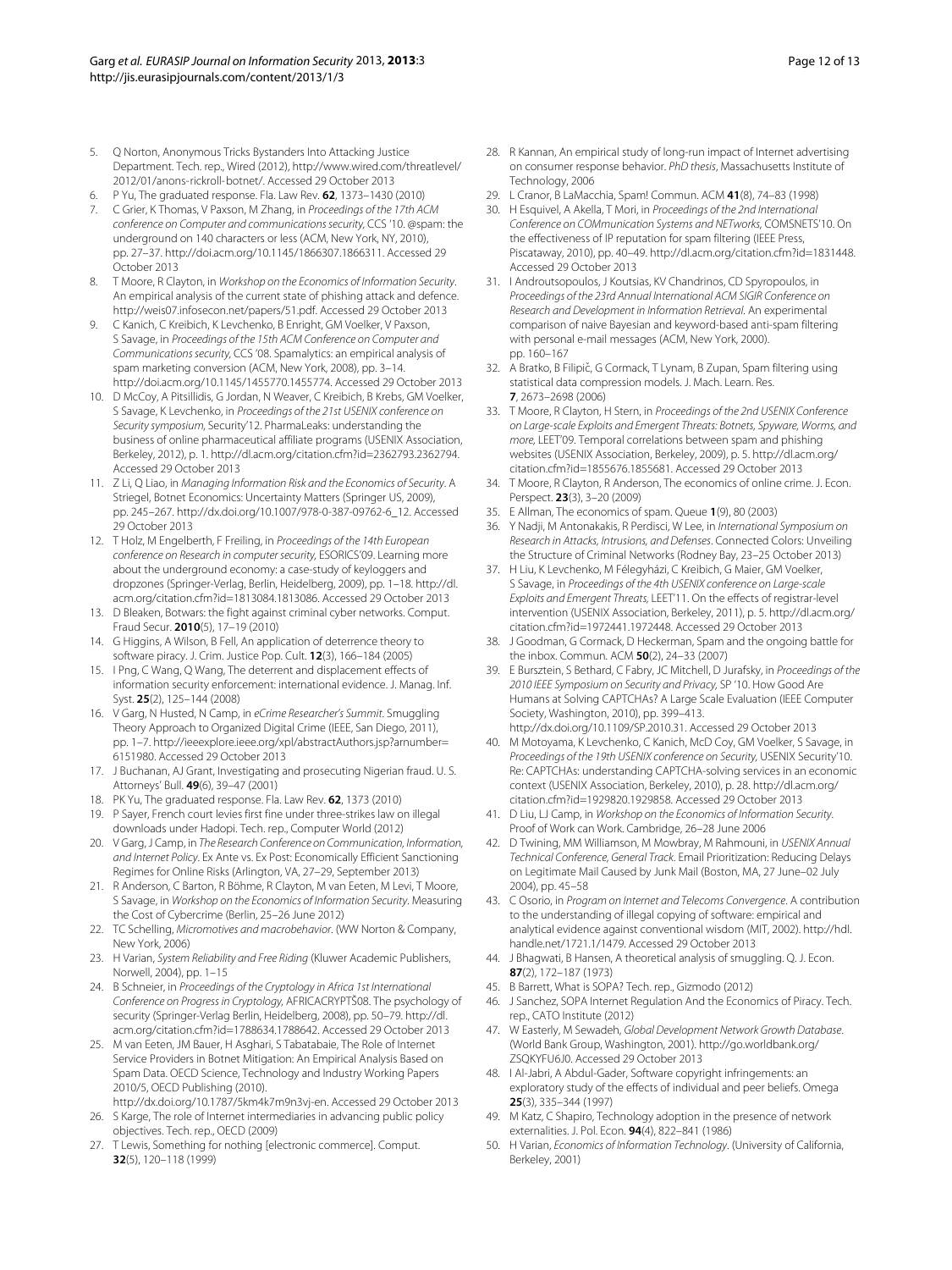5. Q Norton, Anonymous Tricks Bystanders Into Attacking Justice Department. Tech. rep., Wired (2012), http://www.wired.com/threatlevel/2012/01/anons-rickroll-botnet/. Accessed 29 October 2013
6. P Yu, The graduated response. Fla. Law Rev. **62**, 1373–1430 (2010)
7. C Grier, K Thomas, V Paxson, M Zhang, in *Proceedings of the 17th ACM conference on Computer and communications security*, CCS '10. @spam: the underground on 140 characters or less (ACM, New York, NY, 2010), pp. 27–37. http://doi.acm.org/10.1145/1866307.1866311. Accessed 29 October 2013
8. T Moore, R Clayton, in *Workshop on the Economics of Information Security*. An empirical analysis of the current state of phishing attack and defence. http://weis07.infosecon.net/papers/51.pdf. Accessed 29 October 2013
9. C Kanich, C Kreibich, K Levchenko, B Enright, GM Voelker, V Paxson, S Savage, in *Proceedings of the 15th ACM Conference on Computer and Communications security*, CCS '08. Spamalytics: an empirical analysis of spam marketing conversion (ACM, New York, 2008), pp. 3–14. http://doi.acm.org/10.1145/1455770.1455774. Accessed 29 October 2013
10. D McCoy, A Pitsillidis, G Jordan, N Weaver, C Kreibich, B Krebs, GM Voelker, S Savage, K Levchenko, in *Proceedings of the 21st USENIX conference on Security symposium*, Security'12. PharmaLeaks: understanding the business of online pharmaceutical affiliate programs (USENIX Association, Berkeley, 2012), p. 1. http://dl.acm.org/citation.cfm?id=2362793.2362794. Accessed 29 October 2013
11. Z Li, Q Liao, in *Managing Information Risk and the Economics of Security*. A Striegel, Botnet Economics: Uncertainty Matters (Springer US, 2009), pp. 245–267. http://dx.doi.org/10.1007/978-0-387-09762-6_12. Accessed 29 October 2013
12. T Holz, M Engelberth, F Freiling, in *Proceedings of the 14th European conference on Research in computer security*, ESORICS'09. Learning more about the underground economy: a case-study of keyloggers and dropzones (Springer-Verlag, Berlin, Heidelberg, 2009), pp. 1–18. http://dl.acm.org/citation.cfm?id=1813084.1813086. Accessed 29 October 2013
13. D Bleaken, Botwars: the fight against criminal cyber networks. Comput. Fraud Secur. **2010**(5), 17–19 (2010)
14. G Higgins, A Wilson, B Fell, An application of deterrence theory to software piracy. J. Crim. Justice Pop. Cult. **12**(3), 166–184 (2005)
15. I Png, C Wang, Q Wang, The deterrent and displacement effects of information security enforcement: international evidence. J. Manag. Inf. Syst. **25**(2), 125–144 (2008)
16. V Garg, N Husted, N Camp, in *eCrime Researcher's Summit*. Smuggling Theory Approach to Organized Digital Crime (IEEE, San Diego, 2011), pp. 1–7. http://ieeexplore.ieee.org/xpl/abstractAuthors.jsp?arnumber=6151980. Accessed 29 October 2013
17. J Buchanan, AJ Grant, Investigating and prosecuting Nigerian fraud. U. S. Attorneys' Bull. **49**(6), 39–47 (2001)
18. PK Yu, The graduated response. Fla. Law Rev. **62**, 1373 (2010)
19. P Sayer, French court levies first fine under three-strikes law on illegal downloads under Hadopi. Tech. rep., Computer World (2012)
20. V Garg, J Camp, in *The Research Conference on Communication, Information, and Internet Policy*. Ex Ante vs. Ex Post: Economically Efficient Sanctioning Regimes for Online Risks (Arlington, VA, 27–29, September 2013)
21. R Anderson, C Barton, R Böhme, R Clayton, M van Eeten, M Levi, T Moore, S Savage, in *Workshop on the Economics of Information Security*. Measuring the Cost of Cybercrime (Berlin, 25–26 June 2012)
22. TC Schelling, *Micromotives and macrobehavior*. (WW Norton & Company, New York, 2006)
23. H Varian, *System Reliability and Free Riding* (Kluwer Academic Publishers, Norwell, 2004), pp. 1–15
24. B Schneier, in *Proceedings of the Cryptology in Africa 1st International Conference on Progress in Cryptology*, AFRICACRYPTŠ08. The psychology of security (Springer-Verlag Berlin, Heidelberg, 2008), pp. 50–79. http://dl.acm.org/citation.cfm?id=1788634.1788642. Accessed 29 October 2013
25. M van Eeten, JM Bauer, H Asghari, S Tabatabaie, The Role of Internet Service Providers in Botnet Mitigation: An Empirical Analysis Based on Spam Data. OECD Science, Technology and Industry Working Papers 2010/5, OECD Publishing (2010). http://dx.doi.org/10.1787/5km4k7m9n3vj-en. Accessed 29 October 2013
26. S Karge, The role of Internet intermediaries in advancing public policy objectives. Tech. rep., OECD (2009)
27. T Lewis, Something for nothing [electronic commerce]. Comput. **32**(5), 120–118 (1999)
28. R Kannan, An empirical study of long-run impact of Internet advertising on consumer response behavior. *PhD thesis*, Massachusetts Institute of Technology, 2006
29. L Cranor, B LaMacchia, Spam! Commun. ACM **41**(8), 74–83 (1998)
30. H Esquivel, A Akella, T Mori, in *Proceedings of the 2nd International Conference on COMmunication Systems and NETworks*, COMSNETS'10. On the effectiveness of IP reputation for spam filtering (IEEE Press, Piscataway, 2010), pp. 40–49. http://dl.acm.org/citation.cfm?id=1831448. Accessed 29 October 2013
31. I Androutsopoulos, J Koutsias, KV Chandrinos, CD Spyropoulos, in *Proceedings of the 23rd Annual International ACM SIGIR Conference on Research and Development in Information Retrieval*. An experimental comparison of naive Bayesian and keyword-based anti-spam filtering with personal e-mail messages (ACM, New York, 2000). pp. 160–167
32. A Bratko, B Filipič, G Cormack, T Lynam, B Zupan, Spam filtering using statistical data compression models. J. Mach. Learn. Res. **7**, 2673–2698 (2006)
33. T Moore, R Clayton, H Stern, in *Proceedings of the 2nd USENIX Conference on Large-scale Exploits and Emergent Threats: Botnets, Spyware, Worms, and more*, LEET'09. Temporal correlations between spam and phishing websites (USENIX Association, Berkeley, 2009), p. 5. http://dl.acm.org/citation.cfm?id=1855676.1855681. Accessed 29 October 2013
34. T Moore, R Clayton, R Anderson, The economics of online crime. J. Econ. Perspect. **23**(3), 3–20 (2009)
35. E Allman, The economics of spam. Queue **1**(9), 80 (2003)
36. Y Nadji, M Antonakakis, R Perdisci, W Lee, in *International Symposium on Research in Attacks, Intrusions, and Defenses*. Connected Colors: Unveiling the Structure of Criminal Networks (Rodney Bay, 23–25 October 2013)
37. H Liu, K Levchenko, M Félegyházi, C Kreibich, G Maier, GM Voelker, S Savage, in *Proceedings of the 4th USENIX conference on Large-scale Exploits and Emergent Threats*, LEET'11. On the effects of registrar-level intervention (USENIX Association, Berkeley, 2011), p. 5. http://dl.acm.org/citation.cfm?id=1972441.1972448. Accessed 29 October 2013
38. J Goodman, G Cormack, D Heckerman, Spam and the ongoing battle for the inbox. Commun. ACM **50**(2), 24–33 (2007)
39. E Bursztein, S Bethard, C Fabry, JC Mitchell, D Jurafsky, in *Proceedings of the 2010 IEEE Symposium on Security and Privacy*, SP '10. How Good Are Humans at Solving CAPTCHAs? A Large Scale Evaluation (IEEE Computer Society, Washington, 2010), pp. 399–413. http://dx.doi.org/10.1109/SP.2010.31. Accessed 29 October 2013
40. M Motoyama, K Levchenko, C Kanich, McD Coy, GM Voelker, S Savage, in *Proceedings of the 19th USENIX conference on Security*, USENIX Security'10. Re: CAPTCHAs: understanding CAPTCHA-solving services in an economic context (USENIX Association, Berkeley, 2010), p. 28. http://dl.acm.org/citation.cfm?id=1929820.1929858. Accessed 29 October 2013
41. D Liu, LJ Camp, in *Workshop on the Economics of Information Security*. Proof of Work can Work. Cambridge, 26–28 June 2006
42. D Twining, MM Williamson, M Mowbray, M Rahmouni, in *USENIX Annual Technical Conference, General Track*. Email Prioritization: Reducing Delays on Legitimate Mail Caused by Junk Mail (Boston, MA, 27 June–02 July 2004), pp. 45–58
43. C Osorio, in *Program on Internet and Telecoms Convergence*. A contribution to the understanding of illegal copying of software: empirical and analytical evidence against conventional wisdom (MIT, 2002). http://hdl.handle.net/1721.1/1479. Accessed 29 October 2013
44. J Bhagwati, B Hansen, A theoretical analysis of smuggling. Q. J. Econ. **87**(2), 172–187 (1973)
45. B Barrett, What is SOPA? Tech. rep., Gizmodo (2012)
46. J Sanchez, SOPA Internet Regulation And the Economics of Piracy. Tech. rep., CATO Institute (2012)
47. W Easterly, M Sewadeh, *Global Development Network Growth Database*. (World Bank Group, Washington, 2001). http://go.worldbank.org/ZSQKYFU6J0. Accessed 29 October 2013
48. I Al-Jabri, A Abdul-Gader, Software copyright infringements: an exploratory study of the effects of individual and peer beliefs. Omega **25**(3), 335–344 (1997)
49. M Katz, C Shapiro, Technology adoption in the presence of network externalities. J. Pol. Econ. **94**(4), 822–841 (1986)
50. H Varian, *Economics of Information Technology*. (University of California, Berkeley, 2001)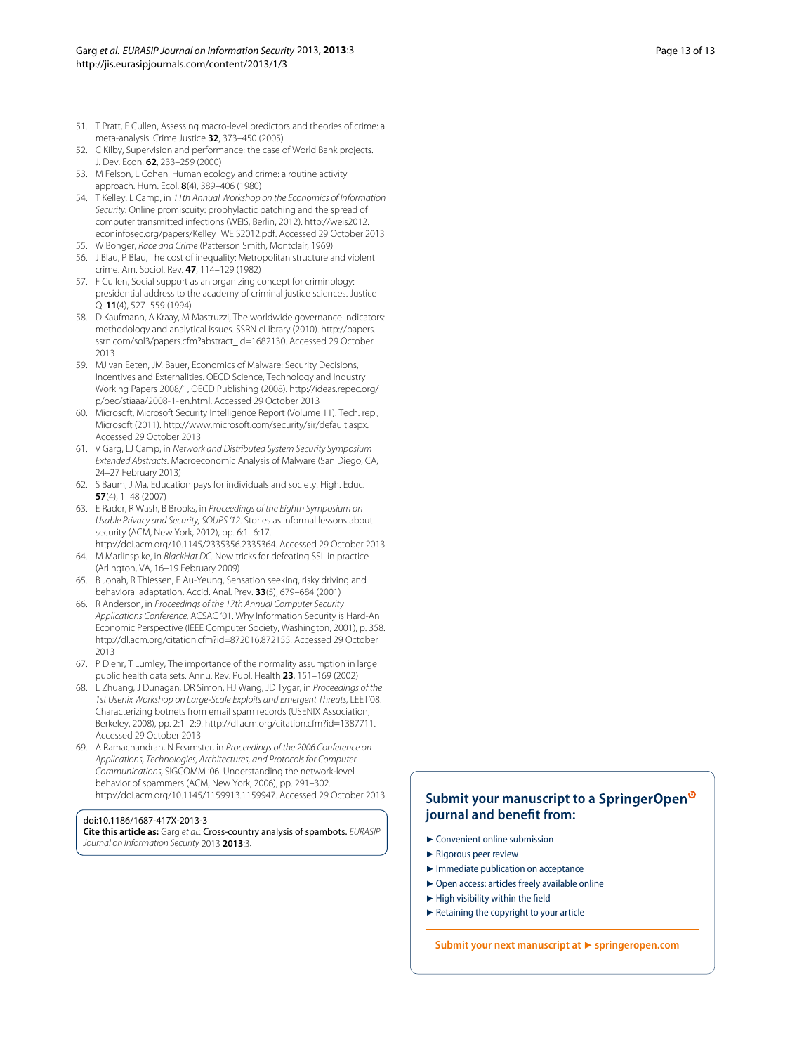51. T Pratt, F Cullen, Assessing macro-level predictors and theories of crime: a meta-analysis. Crime Justice **32**, 373–450 (2005)
52. C Kilby, Supervision and performance: the case of World Bank projects. J. Dev. Econ. **62**, 233–259 (2000)
53. M Felson, L Cohen, Human ecology and crime: a routine activity approach. Hum. Ecol. **8**(4), 389–406 (1980)
54. T Kelley, L Camp, in *11th Annual Workshop on the Economics of Information Security*. Online promiscuity: prophylactic patching and the spread of computer transmitted infections (WEIS, Berlin, 2012). http://weis2012.econinfosec.org/papers/Kelley_WEIS2012.pdf. Accessed 29 October 2013
55. W Bonger, *Race and Crime* (Patterson Smith, Montclair, 1969)
56. J Blau, P Blau, The cost of inequality: Metropolitan structure and violent crime. Am. Sociol. Rev. **47**, 114–129 (1982)
57. F Cullen, Social support as an organizing concept for criminology: presidential address to the academy of criminal justice sciences. Justice Q. **11**(4), 527–559 (1994)
58. D Kaufmann, A Kraay, M Mastruzzi, The worldwide governance indicators: methodology and analytical issues. SSRN eLibrary (2010). http://papers.ssrn.com/sol3/papers.cfm?abstract_id=1682130. Accessed 29 October 2013
59. MJ van Eeten, JM Bauer, Economics of Malware: Security Decisions, Incentives and Externalities. OECD Science, Technology and Industry Working Papers 2008/1, OECD Publishing (2008). http://ideas.repec.org/p/oec/stiaaa/2008-1-en.html. Accessed 29 October 2013
60. Microsoft, Microsoft Security Intelligence Report (Volume 11). Tech. rep., Microsoft (2011). http://www.microsoft.com/security/sir/default.aspx. Accessed 29 October 2013
61. V Garg, LJ Camp, in *Network and Distributed System Security Symposium Extended Abstracts*. Macroeconomic Analysis of Malware (San Diego, CA, 24–27 February 2013)
62. S Baum, J Ma, Education pays for individuals and society. High. Educ. **57**(4), 1–48 (2007)
63. E Rader, R Wash, B Brooks, in *Proceedings of the Eighth Symposium on Usable Privacy and Security, SOUPS '12*. Stories as informal lessons about security (ACM, New York, 2012), pp. 6:1–6:17. http://doi.acm.org/10.1145/2335356.2335364. Accessed 29 October 2013
64. M Marlinspike, in *BlackHat DC*. New tricks for defeating SSL in practice (Arlington, VA, 16–19 February 2009)
65. B Jonah, R Thiessen, E Au-Yeung, Sensation seeking, risky driving and behavioral adaptation. Accid. Anal. Prev. **33**(5), 679–684 (2001)
66. R Anderson, in *Proceedings of the 17th Annual Computer Security Applications Conference*, ACSAC '01. Why Information Security is Hard-An Economic Perspective (IEEE Computer Society, Washington, 2001), p. 358. http://dl.acm.org/citation.cfm?id=872016.872155. Accessed 29 October 2013
67. P Diehr, T Lumley, The importance of the normality assumption in large public health data sets. Annu. Rev. Publ. Health **23**, 151–169 (2002)
68. L Zhuang, J Dunagan, DR Simon, HJ Wang, JD Tygar, in *Proceedings of the 1st Usenix Workshop on Large-Scale Exploits and Emergent Threats*, LEET'08. Characterizing botnets from email spam records (USENIX Association, Berkeley, 2008), pp. 2:1–2:9. http://dl.acm.org/citation.cfm?id=1387711. Accessed 29 October 2013
69. A Ramachandran, N Feamster, in *Proceedings of the 2006 Conference on Applications, Technologies, Architectures, and Protocols for Computer Communications*, SIGCOMM '06. Understanding the network-level behavior of spammers (ACM, New York, 2006), pp. 291–302. http://doi.acm.org/10.1145/1159913.1159947. Accessed 29 October 2013

doi:10.1186/1687-417X-2013-3
**Cite this article as:** Garg *et al.*: Cross-country analysis of spambots. *EURASIP Journal on Information Security* 2013 **2013**:3.

**Submit your manuscript to a SpringerOpen journal and benefit from:**

- ► Convenient online submission
- ► Rigorous peer review
- ► Immediate publication on acceptance
- ► Open access: articles freely available online
- ► High visibility within the field
- ► Retaining the copyright to your article

**Submit your next manuscript at ► springeropen.com**